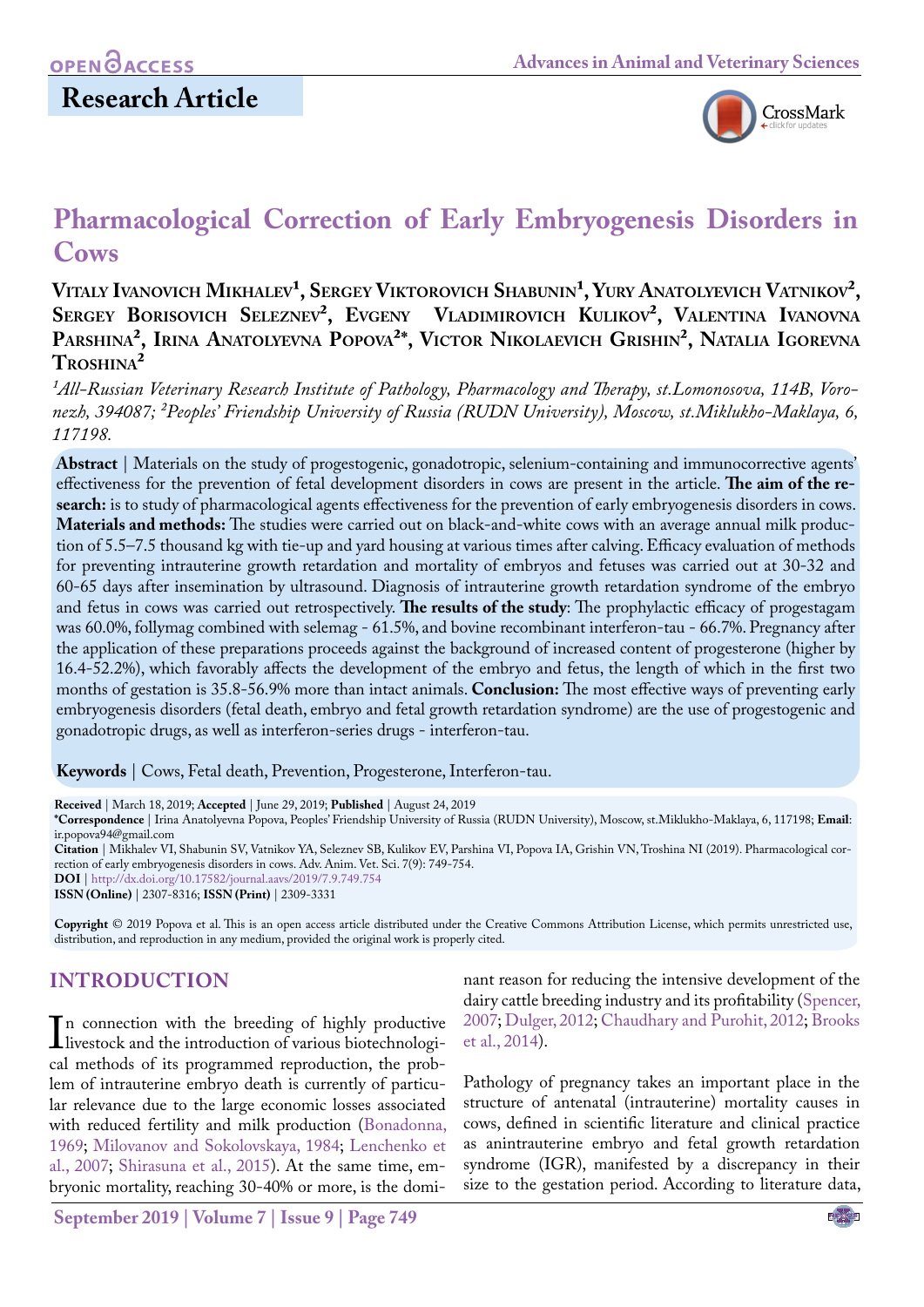Research Article

# Pharmacological Correction of Early Embryogenesis Disorders in Cows

**Vitaly Ivanovich Mikhalev[1], Sergey Viktorovich Shabunin[1], Yury Anatolyevich Vatnikov[2], Sergey Borisovich Seleznev[2], Evgeny Vladimirovich Kulikov[2], Valentina Ivanovna Parshina[2], Irina Anatolyevna Popova[2]*, Victor Nikolaevich Grishin[2], Natalia Igorevna Troshina[2]**

*[1]All-Russian Veterinary Research Institute of Pathology, Pharmacology and Therapy, st.Lomonosova, 114B, Voronezh, 394087; [2]Peoples' Friendship University of Russia (RUDN University), Moscow, st.Miklukho-Maklaya, 6, 117198.*

**Abstract** | Materials on the study of progestogenic, gonadotropic, selenium-containing and immunocorrective agents' effectiveness for the prevention of fetal development disorders in cows are present in the article. **The aim of the research:** is to study of pharmacological agents effectiveness for the prevention of early embryogenesis disorders in cows. **Materials and methods:** The studies were carried out on black-and-white cows with an average annual milk production of 5.5–7.5 thousand kg with tie-up and yard housing at various times after calving. Efficacy evaluation of methods for preventing intrauterine growth retardation and mortality of embryos and fetuses was carried out at 30-32 and 60-65 days after insemination by ultrasound. Diagnosis of intrauterine growth retardation syndrome of the embryo and fetus in cows was carried out retrospectively. **The results of the study**: The prophylactic efficacy of progestagam was 60.0%, follymag combined with selemag - 61.5%, and bovine recombinant interferon-tau - 66.7%. Pregnancy after the application of these preparations proceeds against the background of increased content of progesterone (higher by 16.4-52.2%), which favorably affects the development of the embryo and fetus, the length of which in the first two months of gestation is 35.8-56.9% more than intact animals. **Conclusion:** The most effective ways of preventing early embryogenesis disorders (fetal death, embryo and fetal growth retardation syndrome) are the use of progestogenic and gonadotropic drugs, as well as interferon-series drugs - interferon-tau.

**Keywords** | Cows, Fetal death, Prevention, Progesterone, Interferon-tau.

**Received** | March 18, 2019; **Accepted** | June 29, 2019; **Published** | August 24, 2019
**\*Correspondence** | Irina Anatolyevna Popova, Peoples' Friendship University of Russia (RUDN University), Moscow, st.Miklukho-Maklaya, 6, 117198; **Email**: ir.popova94@gmail.com
**Citation** | Mikhalev VI, Shabunin SV, Vatnikov YA, Seleznev SB, Kulikov EV, Parshina VI, Popova IA, Grishin VN, Troshina NI (2019). Pharmacological correction of early embryogenesis disorders in cows. Adv. Anim. Vet. Sci. 7(9): 749-754.
**DOI** | http://dx.doi.org/10.17582/journal.aavs/2019/7.9.749.754
**ISSN (Online)** | 2307-8316; **ISSN (Print)** | 2309-3331

**Copyright** © 2019 Popova et al. This is an open access article distributed under the Creative Commons Attribution License, which permits unrestricted use, distribution, and reproduction in any medium, provided the original work is properly cited.

## INTRODUCTION

In connection with the breeding of highly productive livestock and the introduction of various biotechnological methods of its programmed reproduction, the problem of intrauterine embryo death is currently of particular relevance due to the large economic losses associated with reduced fertility and milk production (Bonadonna, 1969; Milovanov and Sokolovskaya, 1984; Lenchenko et al., 2007; Shirasuna et al., 2015). At the same time, embryonic mortality, reaching 30-40% or more, is the dominant reason for reducing the intensive development of the dairy cattle breeding industry and its profitability (Spencer, 2007; Dulger, 2012; Chaudhary and Purohit, 2012; Brooks et al., 2014).

Pathology of pregnancy takes an important place in the structure of antenatal (intrauterine) mortality causes in cows, defined in scientific literature and clinical practice as anintrauterine embryo and fetal growth retardation syndrome (IGR), manifested by a discrepancy in their size to the gestation period. According to literature data,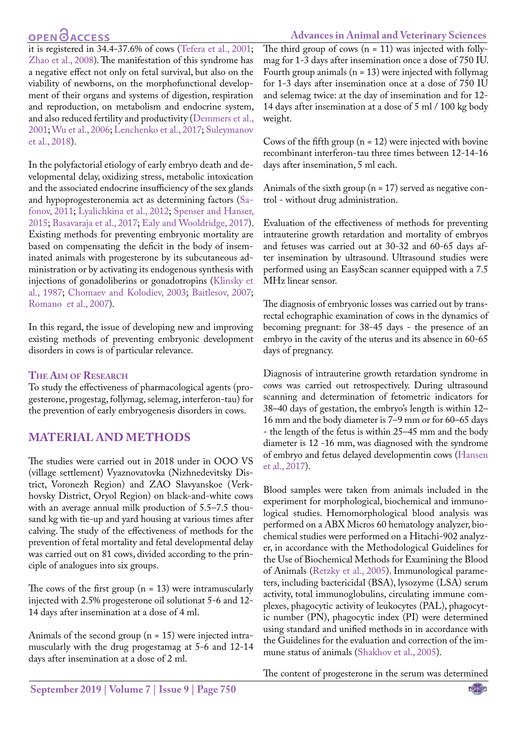it is registered in 34.4-37.6% of cows (Tefera et al., 2001; Zhao et al., 2008). The manifestation of this syndrome has a negative effect not only on fetal survival, but also on the viability of newborns, on the morphofunctional development of their organs and systems of digestion, respiration and reproduction, on metabolism and endocrine system, and also reduced fertility and productivity (Demmers et al., 2001; Wu et al., 2006; Lenchenko et al., 2017; Suleymanov et al., 2018).

In the polyfactorial etiology of early embryo death and developmental delay, oxidizing stress, metabolic intoxication and the associated endocrine insufficiency of the sex glands and hypoprogesteronemia act as determining factors (Safonov, 2011; Lyalichkina et al., 2012; Spenser and Hanser, 2015; Basavaraja et al., 2017; Ealy and Wooldridge, 2017). Existing methods for preventing embryonic mortality are based on compensating the deficit in the body of inseminated animals with progesterone by its subcutaneous administration or by activating its endogenous synthesis with injections of gonadoliberins or gonadotropins (Klinsky et al., 1987; Chomaev and Kolodiev, 2003; Baitlesov, 2007; Romano et al., 2007).

In this regard, the issue of developing new and improving existing methods of preventing embryonic development disorders in cows is of particular relevance.

### The Aim of Research

To study the effectiveness of pharmacological agents (progesterone, progestag, follymag, selemag, interferon-tau) for the prevention of early embryogenesis disorders in cows.

## MATERIAL AND METHODS

The studies were carried out in 2018 under in OOO VS (village settlement) Vyaznovatovka (Nizhnedevitsky District, Voronezh Region) and ZAO Slavyanskoe (Verkhovsky District, Oryol Region) on black-and-white cows with an average annual milk production of 5.5–7.5 thousand kg with tie-up and yard housing at various times after calving. The study of the effectiveness of methods for the prevention of fetal mortality and fetal developmental delay was carried out on 81 cows, divided according to the principle of analogues into six groups.

The cows of the first group (n = 13) were intramuscularly injected with 2.5% progesterone oil solutionat 5-6 and 12-14 days after insemination at a dose of 4 ml.

Animals of the second group (n = 15) were injected intramuscularly with the drug progestamag at 5-6 and 12-14 days after insemination at a dose of 2 ml.

The third group of cows (n = 11) was injected with follymag for 1-3 days after insemination once a dose of 750 IU. Fourth group animals (n = 13) were injected with follymag for 1-3 days after insemination once at a dose of 750 IU and selemag twice: at the day of insemination and for 12-14 days after insemination at a dose of 5 ml / 100 kg body weight.

Cows of the fifth group (n = 12) were injected with bovine recombinant interferon-tau three times between 12-14-16 days after insemination, 5 ml each.

Animals of the sixth group (n = 17) served as negative control - without drug administration.

Evaluation of the effectiveness of methods for preventing intrauterine growth retardation and mortality of embryos and fetuses was carried out at 30-32 and 60-65 days after insemination by ultrasound. Ultrasound studies were performed using an EasyScan scanner equipped with a 7.5 MHz linear sensor.

The diagnosis of embryonic losses was carried out by transrectal echographic examination of cows in the dynamics of becoming pregnant: for 38-45 days - the presence of an embryo in the cavity of the uterus and its absence in 60-65 days of pregnancy.

Diagnosis of intrauterine growth retardation syndrome in cows was carried out retrospectively. During ultrasound scanning and determination of fetometric indicators for 38–40 days of gestation, the embryo's length is within 12–16 mm and the body diameter is 7–9 mm or for 60–65 days - the length of the fetus is within 25–45 mm and the body diameter is 12 -16 mm, was diagnosed with the syndrome of embryo and fetus delayed developmentin cows (Hansen et al., 2017).

Blood samples were taken from animals included in the experiment for morphological, biochemical and immunological studies. Hemomorphological blood analysis was performed on a ABX Micros 60 hematology analyzer, biochemical studies were performed on a Hitachi-902 analyzer, in accordance with the Methodological Guidelines for the Use of Biochemical Methods for Examining the Blood of Animals (Retzky et al., 2005). Immunological parameters, including bactericidal (BSA), lysozyme (LSA) serum activity, total immunoglobulins, circulating immune complexes, phagocytic activity of leukocytes (PAL), phagocytic number (PN), phagocytic index (PI) were determined using standard and unified methods in in accordance with the Guidelines for the evaluation and correction of the immune status of animals (Shakhov et al., 2005).

The content of progesterone in the serum was determined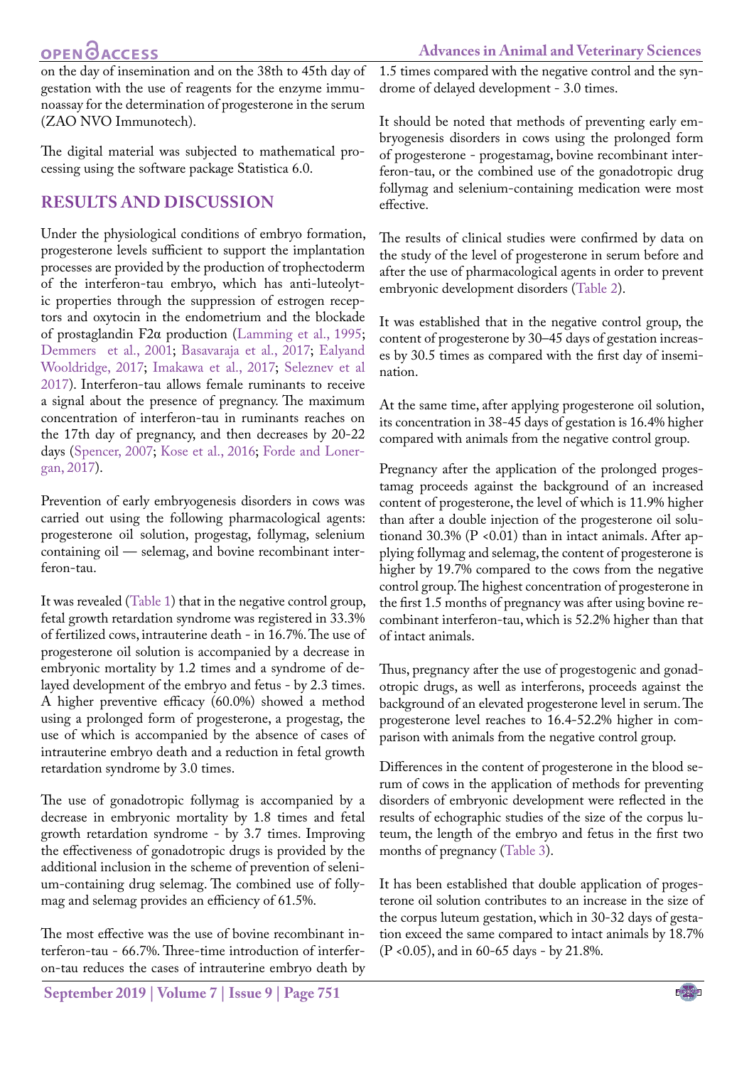on the day of insemination and on the 38th to 45th day of gestation with the use of reagents for the enzyme immunoassay for the determination of progesterone in the serum (ZAO NVO Immunotech).

The digital material was subjected to mathematical processing using the software package Statistica 6.0.

## RESULTS AND DISCUSSION

Under the physiological conditions of embryo formation, progesterone levels sufficient to support the implantation processes are provided by the production of trophectoderm of the interferon-tau embryo, which has anti-luteolytic properties through the suppression of estrogen receptors and oxytocin in the endometrium and the blockade of prostaglandin F2α production (Lamming et al., 1995; Demmers et al., 2001; Basavaraja et al., 2017; Ealyand Wooldridge, 2017; Imakawa et al., 2017; Seleznev et al 2017). Interferon-tau allows female ruminants to receive a signal about the presence of pregnancy. The maximum concentration of interferon-tau in ruminants reaches on the 17th day of pregnancy, and then decreases by 20-22 days (Spencer, 2007; Kose et al., 2016; Forde and Lonergan, 2017).

Prevention of early embryogenesis disorders in cows was carried out using the following pharmacological agents: progesterone oil solution, progestag, follymag, selenium containing oil — selemag, and bovine recombinant interferon-tau.

It was revealed (Table 1) that in the negative control group, fetal growth retardation syndrome was registered in 33.3% of fertilized cows, intrauterine death - in 16.7%. The use of progesterone oil solution is accompanied by a decrease in embryonic mortality by 1.2 times and a syndrome of delayed development of the embryo and fetus - by 2.3 times. A higher preventive efficacy (60.0%) showed a method using a prolonged form of progesterone, a progestag, the use of which is accompanied by the absence of cases of intrauterine embryo death and a reduction in fetal growth retardation syndrome by 3.0 times.

The use of gonadotropic follymag is accompanied by a decrease in embryonic mortality by 1.8 times and fetal growth retardation syndrome - by 3.7 times. Improving the effectiveness of gonadotropic drugs is provided by the additional inclusion in the scheme of prevention of selenium-containing drug selemag. The combined use of follymag and selemag provides an efficiency of 61.5%.

The most effective was the use of bovine recombinant interferon-tau - 66.7%. Three-time introduction of interferon-tau reduces the cases of intrauterine embryo death by 1.5 times compared with the negative control and the syndrome of delayed development - 3.0 times.

It should be noted that methods of preventing early embryogenesis disorders in cows using the prolonged form of progesterone - progestamag, bovine recombinant interferon-tau, or the combined use of the gonadotropic drug follymag and selenium-containing medication were most effective.

The results of clinical studies were confirmed by data on the study of the level of progesterone in serum before and after the use of pharmacological agents in order to prevent embryonic development disorders (Table 2).

It was established that in the negative control group, the content of progesterone by 30–45 days of gestation increases by 30.5 times as compared with the first day of insemination.

At the same time, after applying progesterone oil solution, its concentration in 38-45 days of gestation is 16.4% higher compared with animals from the negative control group.

Pregnancy after the application of the prolonged progestamag proceeds against the background of an increased content of progesterone, the level of which is 11.9% higher than after a double injection of the progesterone oil solutionand 30.3% ($P < 0.01$) than in intact animals. After applying follymag and selemag, the content of progesterone is higher by 19.7% compared to the cows from the negative control group. The highest concentration of progesterone in the first 1.5 months of pregnancy was after using bovine recombinant interferon-tau, which is 52.2% higher than that of intact animals.

Thus, pregnancy after the use of progestogenic and gonadotropic drugs, as well as interferons, proceeds against the background of an elevated progesterone level in serum. The progesterone level reaches to 16.4-52.2% higher in comparison with animals from the negative control group.

Differences in the content of progesterone in the blood serum of cows in the application of methods for preventing disorders of embryonic development were reflected in the results of echographic studies of the size of the corpus luteum, the length of the embryo and fetus in the first two months of pregnancy (Table 3).

It has been established that double application of progesterone oil solution contributes to an increase in the size of the corpus luteum gestation, which in 30-32 days of gestation exceed the same compared to intact animals by 18.7% ($P < 0.05$), and in 60-65 days - by 21.8%.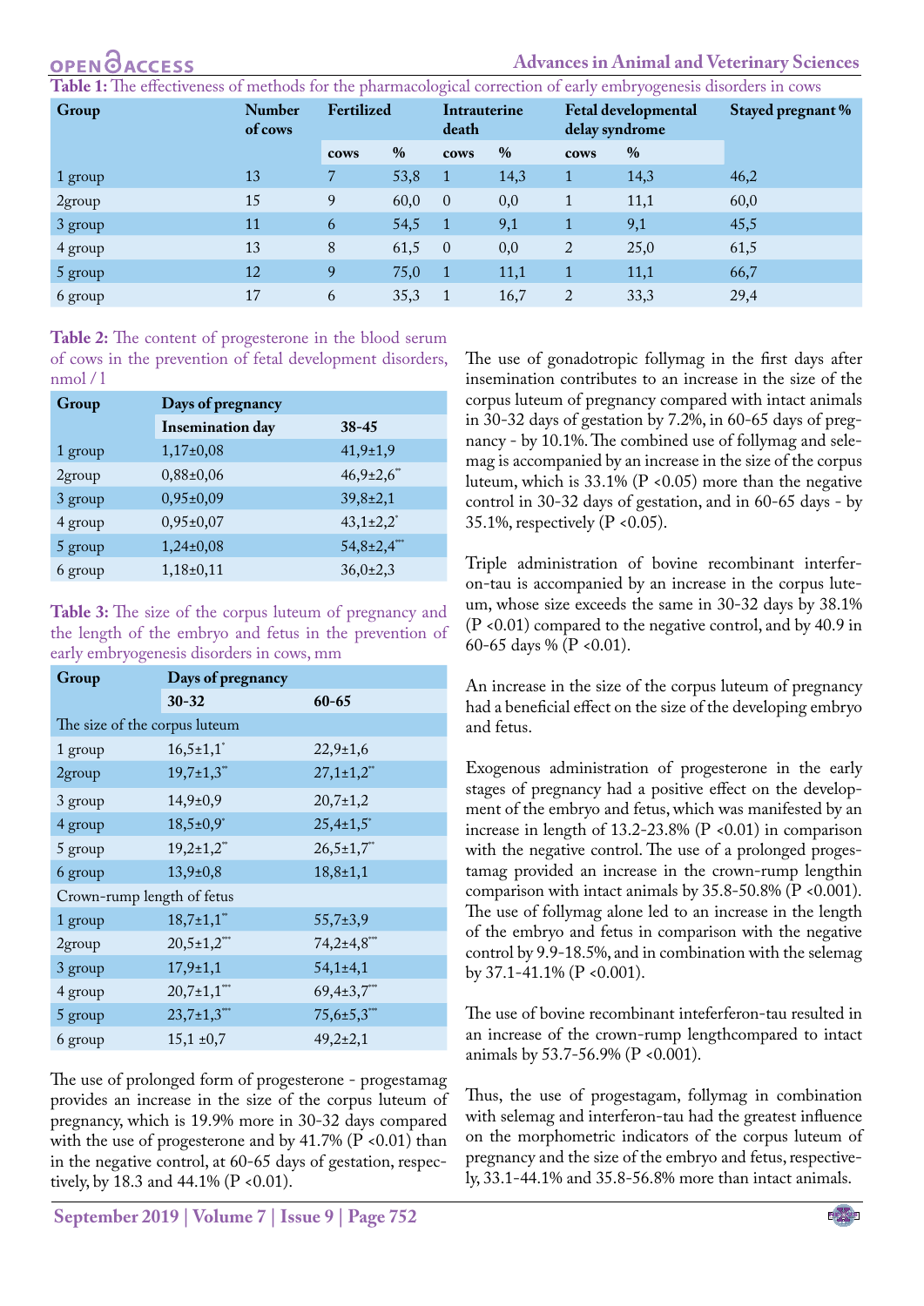**Table 1:** The effectiveness of methods for the pharmacological correction of early embryogenesis disorders in cows

| Group | Number of cows | Fertilized | | Intrauterine death | | Fetal developmental delay syndrome | | Stayed pregnant % |
|---|---|---|---|---|---|---|---|---|
| | | cows | % | cows | % | cows | % | |
| 1 group | 13 | 7 | 53,8 | 1 | 14,3 | 1 | 14,3 | 46,2 |
| 2group | 15 | 9 | 60,0 | 0 | 0,0 | 1 | 11,1 | 60,0 |
| 3 group | 11 | 6 | 54,5 | 1 | 9,1 | 1 | 9,1 | 45,5 |
| 4 group | 13 | 8 | 61,5 | 0 | 0,0 | 2 | 25,0 | 61,5 |
| 5 group | 12 | 9 | 75,0 | 1 | 11,1 | 1 | 11,1 | 66,7 |
| 6 group | 17 | 6 | 35,3 | 1 | 16,7 | 2 | 33,3 | 29,4 |

**Table 2:** The content of progesterone in the blood serum of cows in the prevention of fetal development disorders, nmol / l

| Group | Days of pregnancy | |
|---|---|---|
| | Insemination day | 38-45 |
| 1 group | 1,17±0,08 | 41,9±1,9 |
| 2group | 0,88±0,06 | 46,9±2,6** |
| 3 group | 0,95±0,09 | 39,8±2,1 |
| 4 group | 0,95±0,07 | 43,1±2,2* |
| 5 group | 1,24±0,08 | 54,8±2,4*** |
| 6 group | 1,18±0,11 | 36,0±2,3 |

**Table 3:** The size of the corpus luteum of pregnancy and the length of the embryo and fetus in the prevention of early embryogenesis disorders in cows, mm

| Group | Days of pregnancy | |
|---|---|---|
| | 30-32 | 60-65 |
| The size of the corpus luteum | | |
| 1 group | 16,5±1,1* | 22,9±1,6 |
| 2group | 19,7±1,3** | 27,1±1,2** |
| 3 group | 14,9±0,9 | 20,7±1,2 |
| 4 group | 18,5±0,9* | 25,4±1,5* |
| 5 group | 19,2±1,2** | 26,5±1,7** |
| 6 group | 13,9±0,8 | 18,8±1,1 |
| Crown-rump length of fetus | | |
| 1 group | 18,7±1,1** | 55,7±3,9 |
| 2group | 20,5±1,2*** | 74,2±4,8*** |
| 3 group | 17,9±1,1 | 54,1±4,1 |
| 4 group | 20,7±1,1*** | 69,4±3,7*** |
| 5 group | 23,7±1,3*** | 75,6±5,3*** |
| 6 group | 15,1 ±0,7 | 49,2±2,1 |

The use of prolonged form of progesterone - progestamag provides an increase in the size of the corpus luteum of pregnancy, which is 19.9% more in 30-32 days compared with the use of progesterone and by 41.7% (P <0.01) than in the negative control, at 60-65 days of gestation, respectively, by 18.3 and 44.1% (P <0.01).

The use of gonadotropic follymag in the first days after insemination contributes to an increase in the size of the corpus luteum of pregnancy compared with intact animals in 30-32 days of gestation by 7.2%, in 60-65 days of pregnancy - by 10.1%. The combined use of follymag and selemag is accompanied by an increase in the size of the corpus luteum, which is 33.1% (P <0.05) more than the negative control in 30-32 days of gestation, and in 60-65 days - by 35.1%, respectively (P <0.05).

Triple administration of bovine recombinant interferon-tau is accompanied by an increase in the corpus luteum, whose size exceeds the same in 30-32 days by 38.1% (P <0.01) compared to the negative control, and by 40.9 in 60-65 days % (P <0.01).

An increase in the size of the corpus luteum of pregnancy had a beneficial effect on the size of the developing embryo and fetus.

Exogenous administration of progesterone in the early stages of pregnancy had a positive effect on the development of the embryo and fetus, which was manifested by an increase in length of 13.2-23.8% (P <0.01) in comparison with the negative control. The use of a prolonged progestamag provided an increase in the crown-rump lengthin comparison with intact animals by 35.8-50.8% (P <0.001). The use of follymag alone led to an increase in the length of the embryo and fetus in comparison with the negative control by 9.9-18.5%, and in combination with the selemag by 37.1-41.1% (P <0.001).

The use of bovine recombinant inteferferon-tau resulted in an increase of the crown-rump lengthcompared to intact animals by 53.7-56.9% (P <0.001).

Thus, the use of progestagam, follymag in combination with selemag and interferon-tau had the greatest influence on the morphometric indicators of the corpus luteum of pregnancy and the size of the embryo and fetus, respectively, 33.1-44.1% and 35.8-56.8% more than intact animals.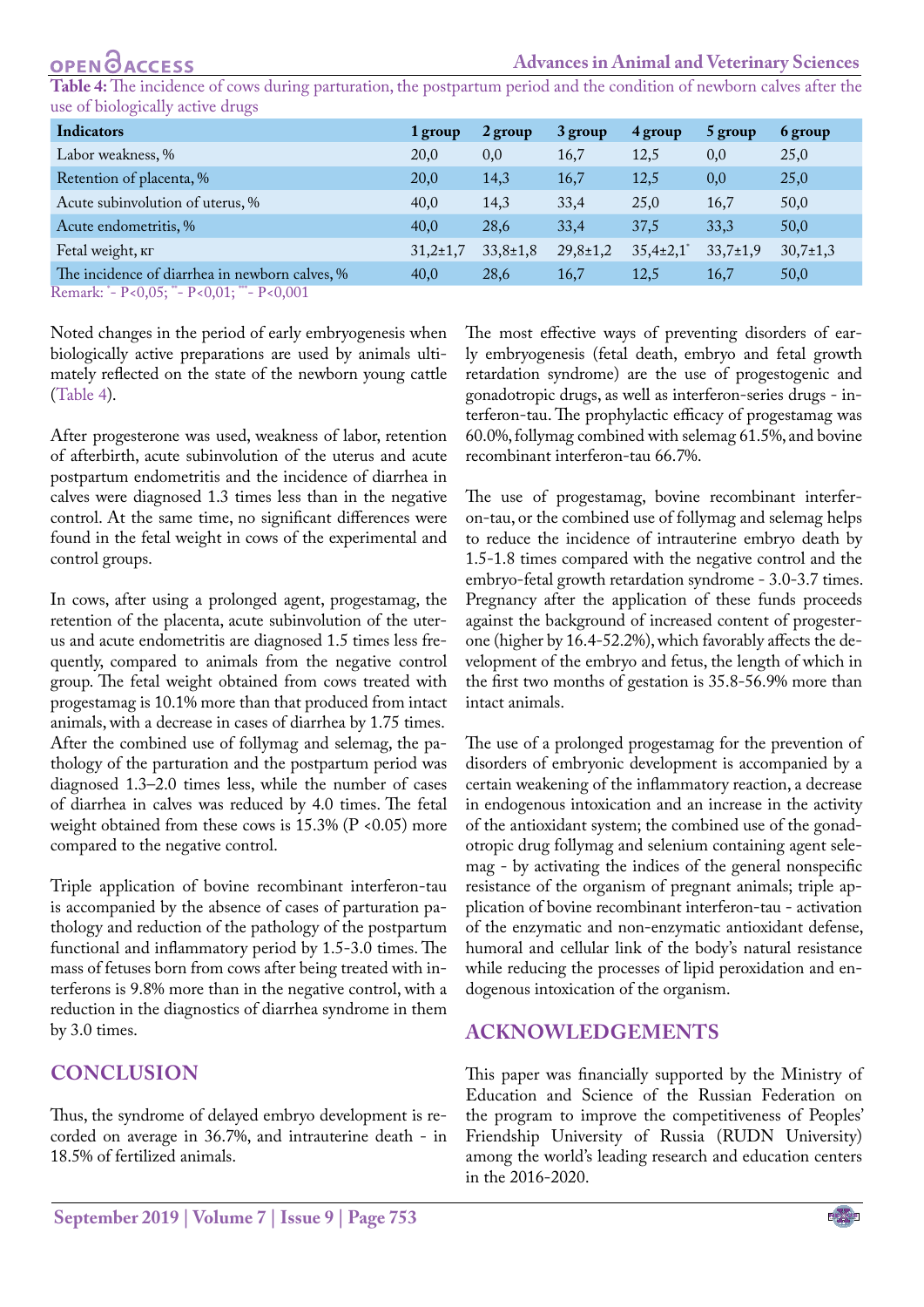**Table 4:** The incidence of cows during parturation, the postpartum period and the condition of newborn calves after the use of biologically active drugs

| Indicators | 1 group | 2 group | 3 group | 4 group | 5 group | 6 group |
|---|---|---|---|---|---|---|
| Labor weakness, % | 20,0 | 0,0 | 16,7 | 12,5 | 0,0 | 25,0 |
| Retention of placenta, % | 20,0 | 14,3 | 16,7 | 12,5 | 0,0 | 25,0 |
| Acute subinvolution of uterus, % | 40,0 | 14,3 | 33,4 | 25,0 | 16,7 | 50,0 |
| Acute endometritis, % | 40,0 | 28,6 | 33,4 | 37,5 | 33,3 | 50,0 |
| Fetal weight, кг | 31,2±1,7 | 33,8±1,8 | 29,8±1,2 | 35,4±2,1* | 33,7±1,9 | 30,7±1,3 |
| The incidence of diarrhea in newborn calves, % | 40,0 | 28,6 | 16,7 | 12,5 | 16,7 | 50,0 |

Remark: * - P<0,05; ** - P<0,01; *** - P<0,001

Noted changes in the period of early embryogenesis when biologically active preparations are used by animals ultimately reflected on the state of the newborn young cattle (Table 4).

After progesterone was used, weakness of labor, retention of afterbirth, acute subinvolution of the uterus and acute postpartum endometritis and the incidence of diarrhea in calves were diagnosed 1.3 times less than in the negative control. At the same time, no significant differences were found in the fetal weight in cows of the experimental and control groups.

In cows, after using a prolonged agent, progestamag, the retention of the placenta, acute subinvolution of the uterus and acute endometritis are diagnosed 1.5 times less frequently, compared to animals from the negative control group. The fetal weight obtained from cows treated with progestamag is 10.1% more than that produced from intact animals, with a decrease in cases of diarrhea by 1.75 times. After the combined use of follymag and selemag, the pathology of the parturation and the postpartum period was diagnosed 1.3–2.0 times less, while the number of cases of diarrhea in calves was reduced by 4.0 times. The fetal weight obtained from these cows is 15.3% ($P < 0.05$) more compared to the negative control.

Triple application of bovine recombinant interferon-tau is accompanied by the absence of cases of parturation pathology and reduction of the pathology of the postpartum functional and inflammatory period by 1.5-3.0 times. The mass of fetuses born from cows after being treated with interferons is 9.8% more than in the negative control, with a reduction in the diagnostics of diarrhea syndrome in them by 3.0 times.

## CONCLUSION

Thus, the syndrome of delayed embryo development is recorded on average in 36.7%, and intrauterine death - in 18.5% of fertilized animals.

The most effective ways of preventing disorders of early embryogenesis (fetal death, embryo and fetal growth retardation syndrome) are the use of progestogenic and gonadotropic drugs, as well as interferon-series drugs - interferon-tau. The prophylactic efficacy of progestamag was 60.0%, follymag combined with selemag 61.5%, and bovine recombinant interferon-tau 66.7%.

The use of progestamag, bovine recombinant interferon-tau, or the combined use of follymag and selemag helps to reduce the incidence of intrauterine embryo death by 1.5-1.8 times compared with the negative control and the embryo-fetal growth retardation syndrome - 3.0-3.7 times. Pregnancy after the application of these funds proceeds against the background of increased content of progesterone (higher by 16.4-52.2%), which favorably affects the development of the embryo and fetus, the length of which in the first two months of gestation is 35.8-56.9% more than intact animals.

The use of a prolonged progestamag for the prevention of disorders of embryonic development is accompanied by a certain weakening of the inflammatory reaction, a decrease in endogenous intoxication and an increase in the activity of the antioxidant system; the combined use of the gonadotropic drug follymag and selenium containing agent selemag - by activating the indices of the general nonspecific resistance of the organism of pregnant animals; triple application of bovine recombinant interferon-tau - activation of the enzymatic and non-enzymatic antioxidant defense, humoral and cellular link of the body's natural resistance while reducing the processes of lipid peroxidation and endogenous intoxication of the organism.

## ACKNOWLEDGEMENTS

This paper was financially supported by the Ministry of Education and Science of the Russian Federation on the program to improve the competitiveness of Peoples' Friendship University of Russia (RUDN University) among the world's leading research and education centers in the 2016-2020.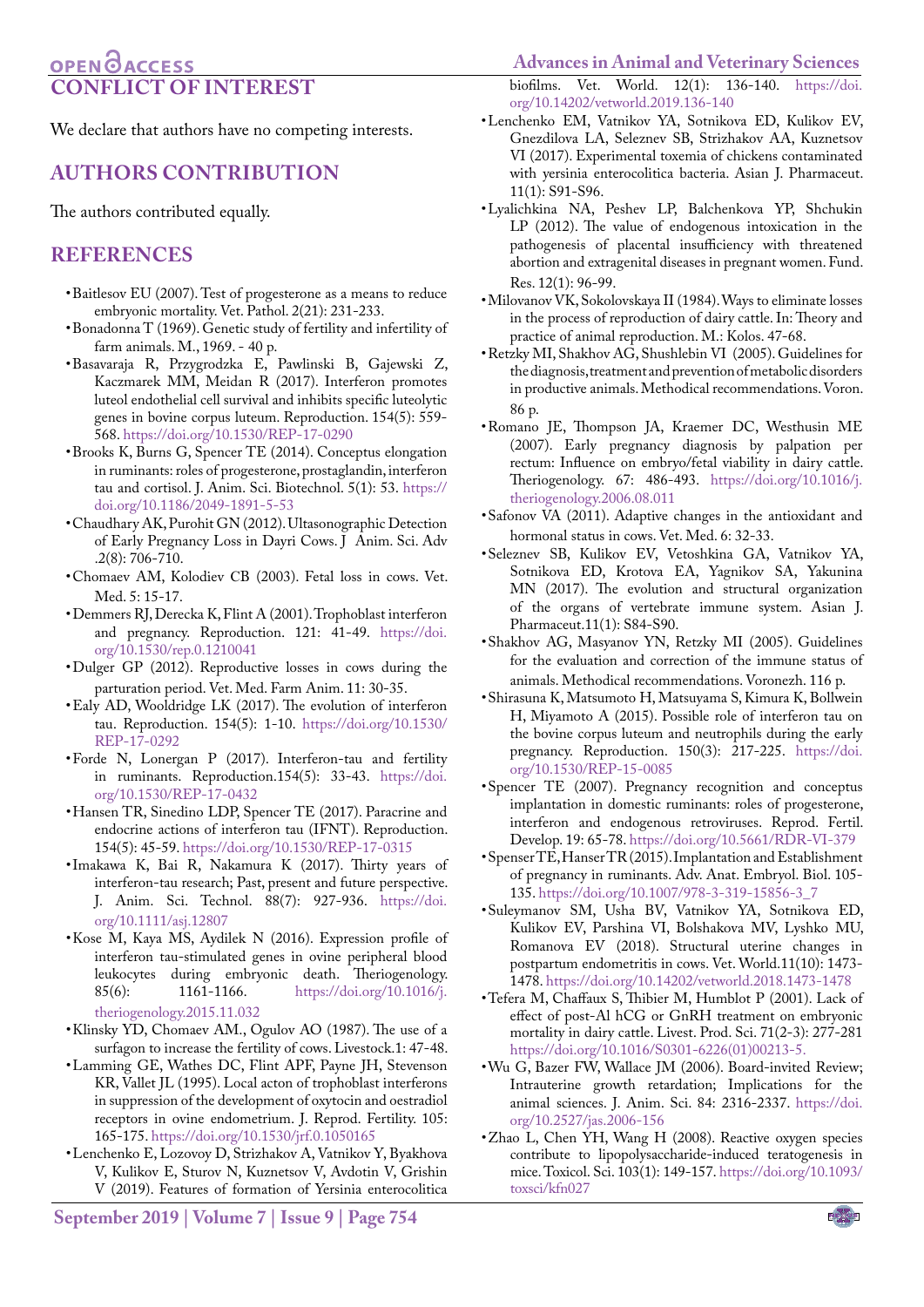## CONFLICT OF INTEREST

We declare that authors have no competing interests.

## AUTHORS CONTRIBUTION

The authors contributed equally.

## REFERENCES

- Baitlesov EU (2007). Test of progesterone as a means to reduce embryonic mortality. Vet. Pathol. 2(21): 231-233.
- Bonadonna T (1969). Genetic study of fertility and infertility of farm animals. M., 1969. - 40 p.
- Basavaraja R, Przygrodzka E, Pawlinski B, Gajewski Z, Kaczmarek MM, Meidan R (2017). Interferon promotes luteol endothelial cell survival and inhibits specific luteolytic genes in bovine corpus luteum. Reproduction. 154(5): 559-568. https://doi.org/10.1530/REP-17-0290
- Brooks K, Burns G, Spencer TE (2014). Conceptus elongation in ruminants: roles of progesterone, prostaglandin, interferon tau and cortisol. J. Anim. Sci. Biotechnol. 5(1): 53. https://doi.org/10.1186/2049-1891-5-53
- Chaudhary AK, Purohit GN (2012). Ultasonographic Detection of Early Pregnancy Loss in Dayri Cows. J Anim. Sci. Adv .2(8): 706-710.
- Chomaev AM, Kolodiev CB (2003). Fetal loss in cows. Vet. Med. 5: 15-17.
- Demmers RJ, Derecka K, Flint A (2001). Trophoblast interferon and pregnancy. Reproduction. 121: 41-49. https://doi.org/10.1530/rep.0.1210041
- Dulger GP (2012). Reproductive losses in cows during the parturation period. Vet. Med. Farm Anim. 11: 30-35.
- Ealy AD, Wooldridge LK (2017). The evolution of interferon tau. Reproduction. 154(5): 1-10. https://doi.org/10.1530/REP-17-0292
- Forde N, Lonergan P (2017). Interferon-tau and fertility in ruminants. Reproduction.154(5): 33-43. https://doi.org/10.1530/REP-17-0432
- Hansen TR, Sinedino LDP, Spencer TE (2017). Paracrine and endocrine actions of interferon tau (IFNT). Reproduction. 154(5): 45-59. https://doi.org/10.1530/REP-17-0315
- Imakawa K, Bai R, Nakamura K (2017). Thirty years of interferon-tau research; Past, present and future perspective. J. Anim. Sci. Technol. 88(7): 927-936. https://doi.org/10.1111/asj.12807
- Kose M, Kaya MS, Aydilek N (2016). Expression profile of interferon tau-stimulated genes in ovine peripheral blood leukocytes during embryonic death. Theriogenology. 85(6): 1161-1166. https://doi.org/10.1016/j.theriogenology.2015.11.032
- Klinsky YD, Chomaev AM., Ogulov AO (1987). The use of a surfagon to increase the fertility of cows. Livestock.1: 47-48.
- Lamming GE, Wathes DC, Flint APF, Payne JH, Stevenson KR, Vallet JL (1995). Local acton of trophoblast interferons in suppression of the development of oxytocin and oestradiol receptors in ovine endometrium. J. Reprod. Fertility. 105: 165-175. https://doi.org/10.1530/jrf.0.1050165
- Lenchenko E, Lozovoy D, Strizhakov A, Vatnikov Y, Byakhova V, Kulikov E, Sturov N, Kuznetsov V, Avdotin V, Grishin V (2019). Features of formation of Yersinia enterocolitica biofilms. Vet. World. 12(1): 136-140. https://doi.org/10.14202/vetworld.2019.136-140
- Lenchenko EM, Vatnikov YA, Sotnikova ED, Kulikov EV, Gnezdilova LA, Seleznev SB, Strizhakov AA, Kuznetsov VI (2017). Experimental toxemia of chickens contaminated with yersinia enterocolitica bacteria. Asian J. Pharmaceut. 11(1): S91-S96.
- Lyalichkina NA, Peshev LP, Balchenkova YP, Shchukin LP (2012). The value of endogenous intoxication in the pathogenesis of placental insufficiency with threatened abortion and extragenital diseases in pregnant women. Fund. Res. 12(1): 96-99.
- Milovanov VK, Sokolovskaya II (1984). Ways to eliminate losses in the process of reproduction of dairy cattle. In: Theory and practice of animal reproduction. M.: Kolos. 47-68.
- Retzky MI, Shakhov AG, Shushlebin VI (2005). Guidelines for the diagnosis, treatment and prevention of metabolic disorders in productive animals. Methodical recommendations. Voron. 86 p.
- Romano JE, Thompson JA, Kraemer DC, Westhusin ME (2007). Early pregnancy diagnosis by palpation per rectum: Influence on embryo/fetal viability in dairy cattle. Theriogenology. 67: 486-493. https://doi.org/10.1016/j.theriogenology.2006.08.011
- Safonov VA (2011). Adaptive changes in the antioxidant and hormonal status in cows. Vet. Med. 6: 32-33.
- Seleznev SB, Kulikov EV, Vetoshkina GA, Vatnikov YA, Sotnikova ED, Krotova EA, Yagnikov SA, Yakunina MN (2017). The evolution and structural organization of the organs of vertebrate immune system. Asian J. Pharmaceut.11(1): S84-S90.
- Shakhov AG, Masyanov YN, Retzky MI (2005). Guidelines for the evaluation and correction of the immune status of animals. Methodical recommendations. Voronezh. 116 p.
- Shirasuna K, Matsumoto H, Matsuyama S, Kimura K, Bollwein H, Miyamoto A (2015). Possible role of interferon tau on the bovine corpus luteum and neutrophils during the early pregnancy. Reproduction. 150(3): 217-225. https://doi.org/10.1530/REP-15-0085
- Spencer TE (2007). Pregnancy recognition and conceptus implantation in domestic ruminants: roles of progesterone, interferon and endogenous retroviruses. Reprod. Fertil. Develop. 19: 65-78. https://doi.org/10.5661/RDR-VI-379
- Spenser TE, Hanser TR (2015). Implantation and Establishment of pregnancy in ruminants. Adv. Anat. Embryol. Biol. 105-135. https://doi.org/10.1007/978-3-319-15856-3_7
- Suleymanov SM, Usha BV, Vatnikov YA, Sotnikova ED, Kulikov EV, Parshina VI, Bolshakova MV, Lyshko MU, Romanova EV (2018). Structural uterine changes in postpartum endometritis in cows. Vet. World.11(10): 1473-1478. https://doi.org/10.14202/vetworld.2018.1473-1478
- Tefera M, Chaffaux S, Thibier M, Humblot P (2001). Lack of effect of post-AI hCG or GnRH treatment on embryonic mortality in dairy cattle. Livest. Prod. Sci. 71(2-3): 277-281 https://doi.org/10.1016/S0301-6226(01)00213-5.
- Wu G, Bazer FW, Wallace JM (2006). Board-invited Review; Intrauterine growth retardation; Implications for the animal sciences. J. Anim. Sci. 84: 2316-2337. https://doi.org/10.2527/jas.2006-156
- Zhao L, Chen YH, Wang H (2008). Reactive oxygen species contribute to lipopolysaccharide-induced teratogenesis in mice. Toxicol. Sci. 103(1): 149-157. https://doi.org/10.1093/toxsci/kfn027